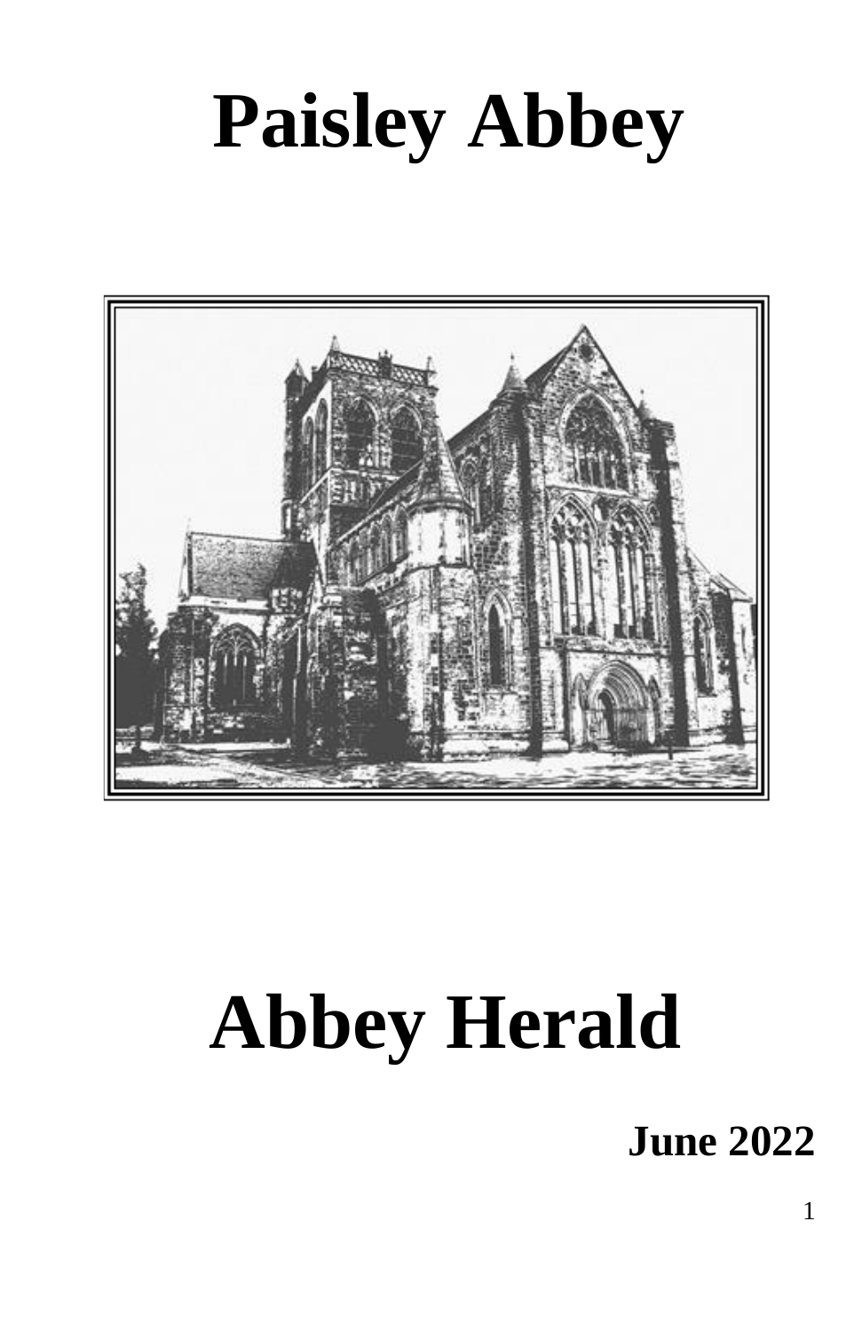# Paisley Abbey

# Abbey Herald

**June 2022**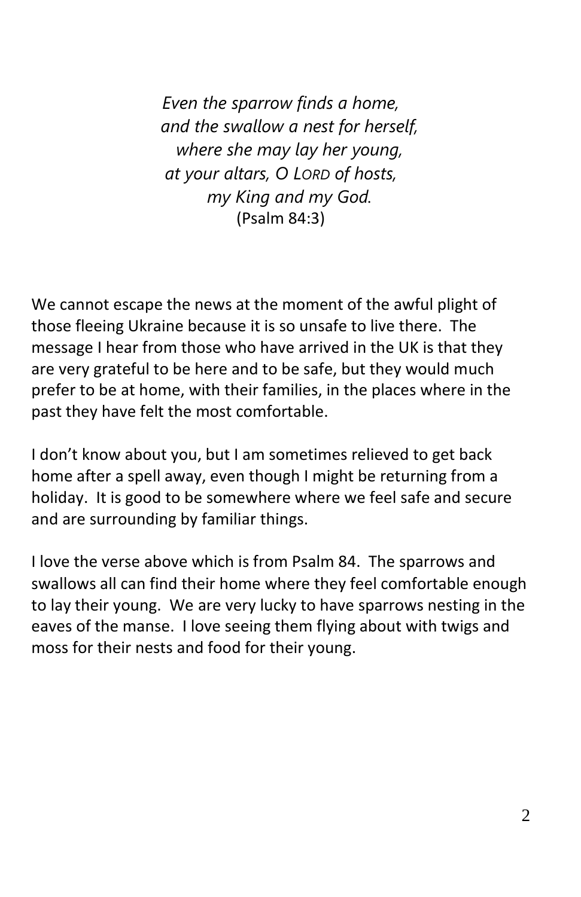*Even the sparrow finds a home,*
*and the swallow a nest for herself,*
*where she may lay her young,*
*at your altars, O LORD of hosts,*
*my King and my God.*
(Psalm 84:3)

We cannot escape the news at the moment of the awful plight of those fleeing Ukraine because it is so unsafe to live there. The message I hear from those who have arrived in the UK is that they are very grateful to be here and to be safe, but they would much prefer to be at home, with their families, in the places where in the past they have felt the most comfortable.

I don't know about you, but I am sometimes relieved to get back home after a spell away, even though I might be returning from a holiday. It is good to be somewhere where we feel safe and secure and are surrounding by familiar things.

I love the verse above which is from Psalm 84. The sparrows and swallows all can find their home where they feel comfortable enough to lay their young. We are very lucky to have sparrows nesting in the eaves of the manse. I love seeing them flying about with twigs and moss for their nests and food for their young.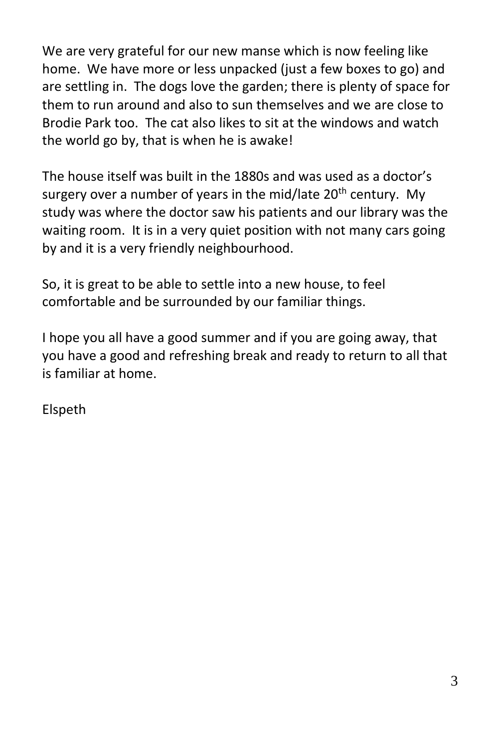We are very grateful for our new manse which is now feeling like home. We have more or less unpacked (just a few boxes to go) and are settling in. The dogs love the garden; there is plenty of space for them to run around and also to sun themselves and we are close to Brodie Park too. The cat also likes to sit at the windows and watch the world go by, that is when he is awake!

The house itself was built in the 1880s and was used as a doctor's surgery over a number of years in the mid/late 20th century. My study was where the doctor saw his patients and our library was the waiting room. It is in a very quiet position with not many cars going by and it is a very friendly neighbourhood.

So, it is great to be able to settle into a new house, to feel comfortable and be surrounded by our familiar things.

I hope you all have a good summer and if you are going away, that you have a good and refreshing break and ready to return to all that is familiar at home.

Elspeth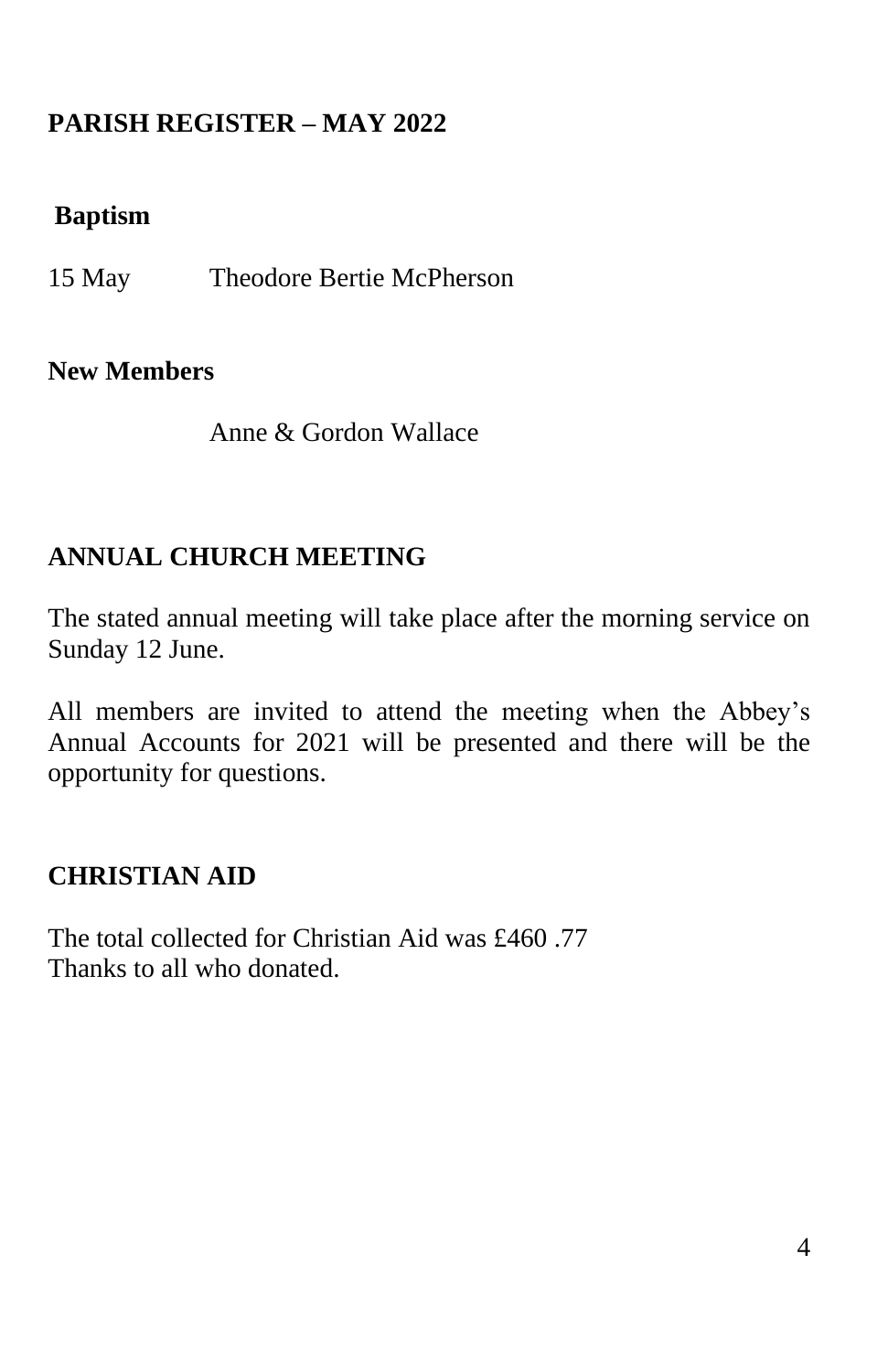## PARISH REGISTER – MAY 2022

### Baptism

15 May Theodore Bertie McPherson

### New Members

Anne & Gordon Wallace

## ANNUAL CHURCH MEETING

The stated annual meeting will take place after the morning service on Sunday 12 June.

All members are invited to attend the meeting when the Abbey's Annual Accounts for 2021 will be presented and there will be the opportunity for questions.

## CHRISTIAN AID

The total collected for Christian Aid was £460 .77
Thanks to all who donated.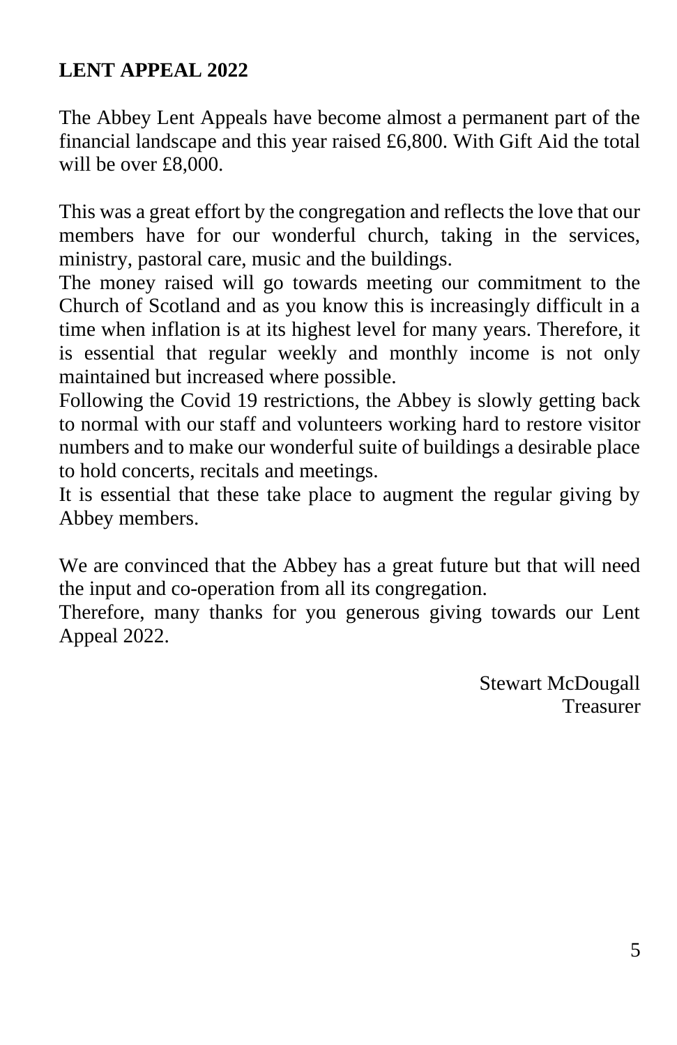## LENT APPEAL 2022

The Abbey Lent Appeals have become almost a permanent part of the financial landscape and this year raised £6,800. With Gift Aid the total will be over £8,000.

This was a great effort by the congregation and reflects the love that our members have for our wonderful church, taking in the services, ministry, pastoral care, music and the buildings.

The money raised will go towards meeting our commitment to the Church of Scotland and as you know this is increasingly difficult in a time when inflation is at its highest level for many years. Therefore, it is essential that regular weekly and monthly income is not only maintained but increased where possible.

Following the Covid 19 restrictions, the Abbey is slowly getting back to normal with our staff and volunteers working hard to restore visitor numbers and to make our wonderful suite of buildings a desirable place to hold concerts, recitals and meetings.

It is essential that these take place to augment the regular giving by Abbey members.

We are convinced that the Abbey has a great future but that will need the input and co-operation from all its congregation.

Therefore, many thanks for you generous giving towards our Lent Appeal 2022.

Stewart McDougall
Treasurer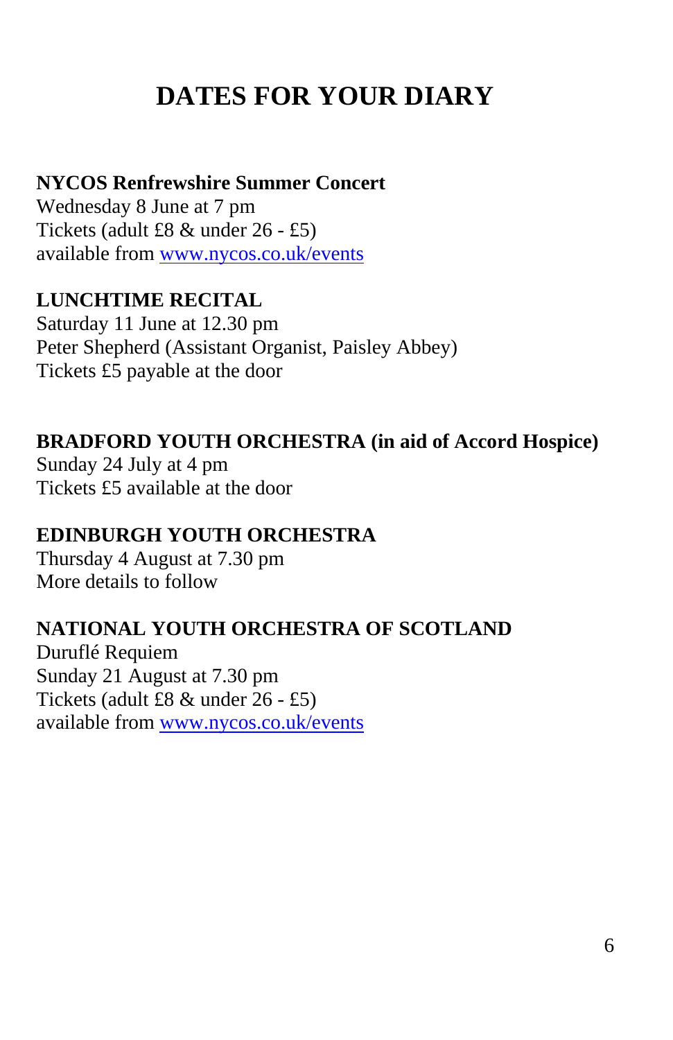# DATES FOR YOUR DIARY

**NYCOS Renfrewshire Summer Concert**
Wednesday 8 June at 7 pm
Tickets (adult £8 & under 26 - £5)
available from www.nycos.co.uk/events

**LUNCHTIME RECITAL**
Saturday 11 June at 12.30 pm
Peter Shepherd (Assistant Organist, Paisley Abbey)
Tickets £5 payable at the door

**BRADFORD YOUTH ORCHESTRA (in aid of Accord Hospice)**
Sunday 24 July at 4 pm
Tickets £5 available at the door

**EDINBURGH YOUTH ORCHESTRA**
Thursday 4 August at 7.30 pm
More details to follow

**NATIONAL YOUTH ORCHESTRA OF SCOTLAND**
Duruflé Requiem
Sunday 21 August at 7.30 pm
Tickets (adult £8 & under 26 - £5)
available from www.nycos.co.uk/events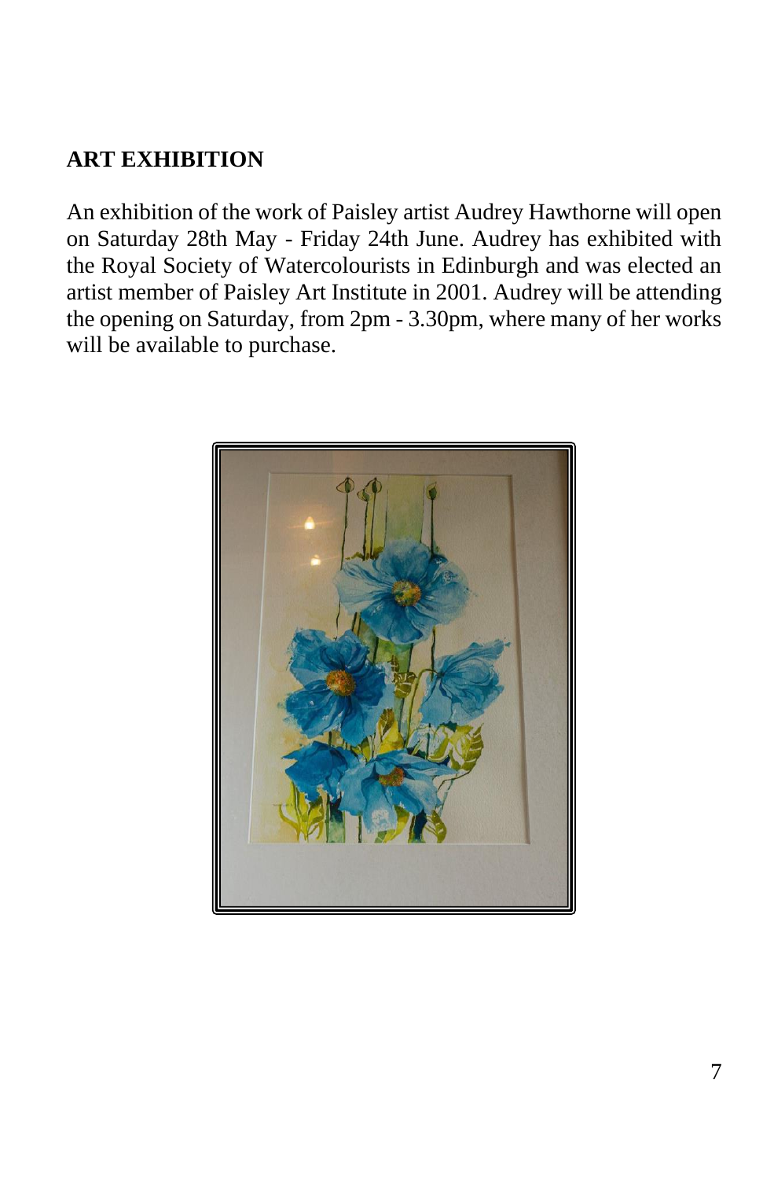## ART EXHIBITION

An exhibition of the work of Paisley artist Audrey Hawthorne will open on Saturday 28th May - Friday 24th June. Audrey has exhibited with the Royal Society of Watercolourists in Edinburgh and was elected an artist member of Paisley Art Institute in 2001. Audrey will be attending the opening on Saturday, from 2pm - 3.30pm, where many of her works will be available to purchase.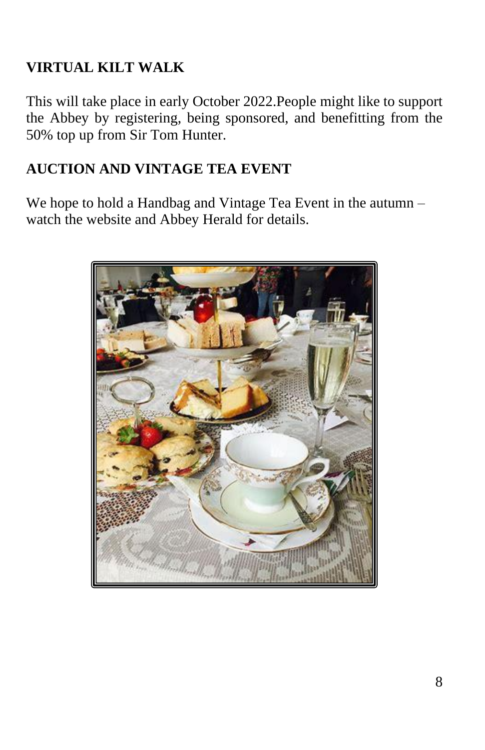## VIRTUAL KILT WALK

This will take place in early October 2022.People might like to support the Abbey by registering, being sponsored, and benefitting from the 50% top up from Sir Tom Hunter.

## AUCTION AND VINTAGE TEA EVENT

We hope to hold a Handbag and Vintage Tea Event in the autumn – watch the website and Abbey Herald for details.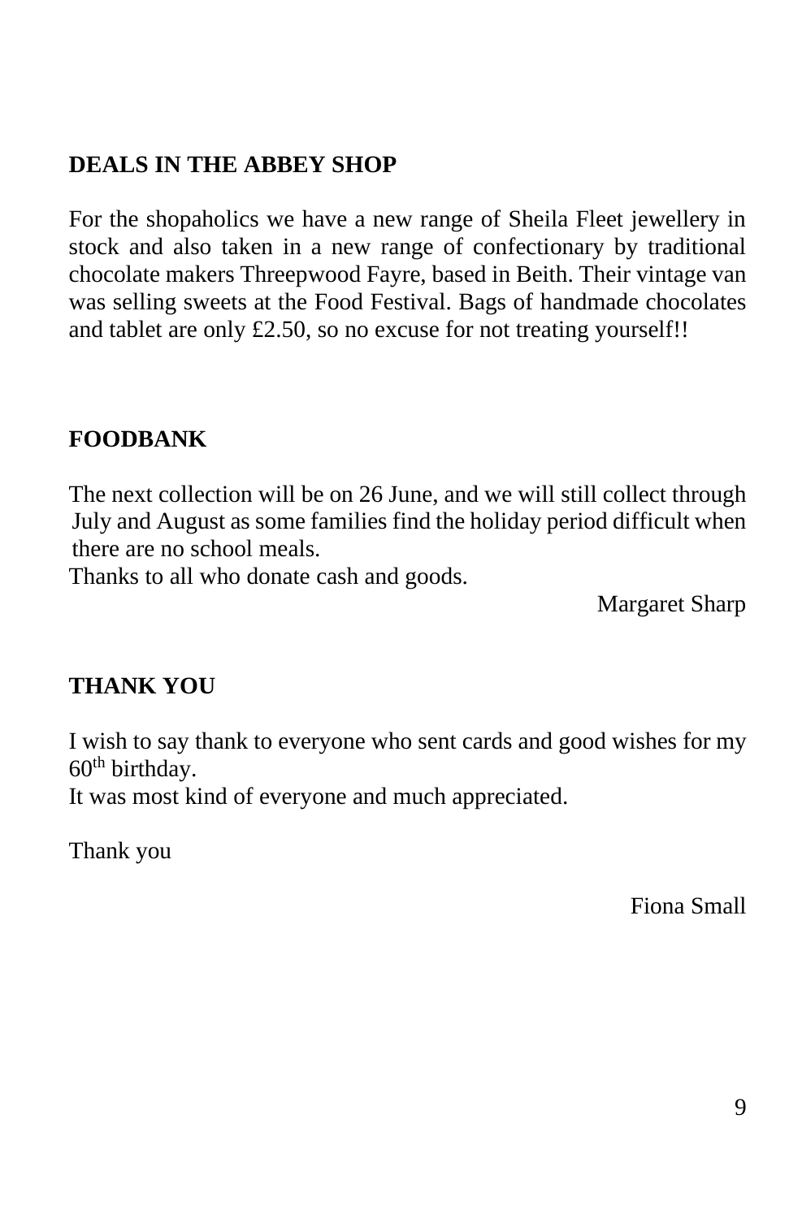## DEALS IN THE ABBEY SHOP

For the shopaholics we have a new range of Sheila Fleet jewellery in stock and also taken in a new range of confectionary by traditional chocolate makers Threepwood Fayre, based in Beith. Their vintage van was selling sweets at the Food Festival. Bags of handmade chocolates and tablet are only £2.50, so no excuse for not treating yourself!!

## FOODBANK

The next collection will be on 26 June, and we will still collect through July and August as some families find the holiday period difficult when there are no school meals.

Thanks to all who donate cash and goods.

Margaret Sharp

## THANK YOU

I wish to say thank to everyone who sent cards and good wishes for my 60th birthday.

It was most kind of everyone and much appreciated.

Thank you

Fiona Small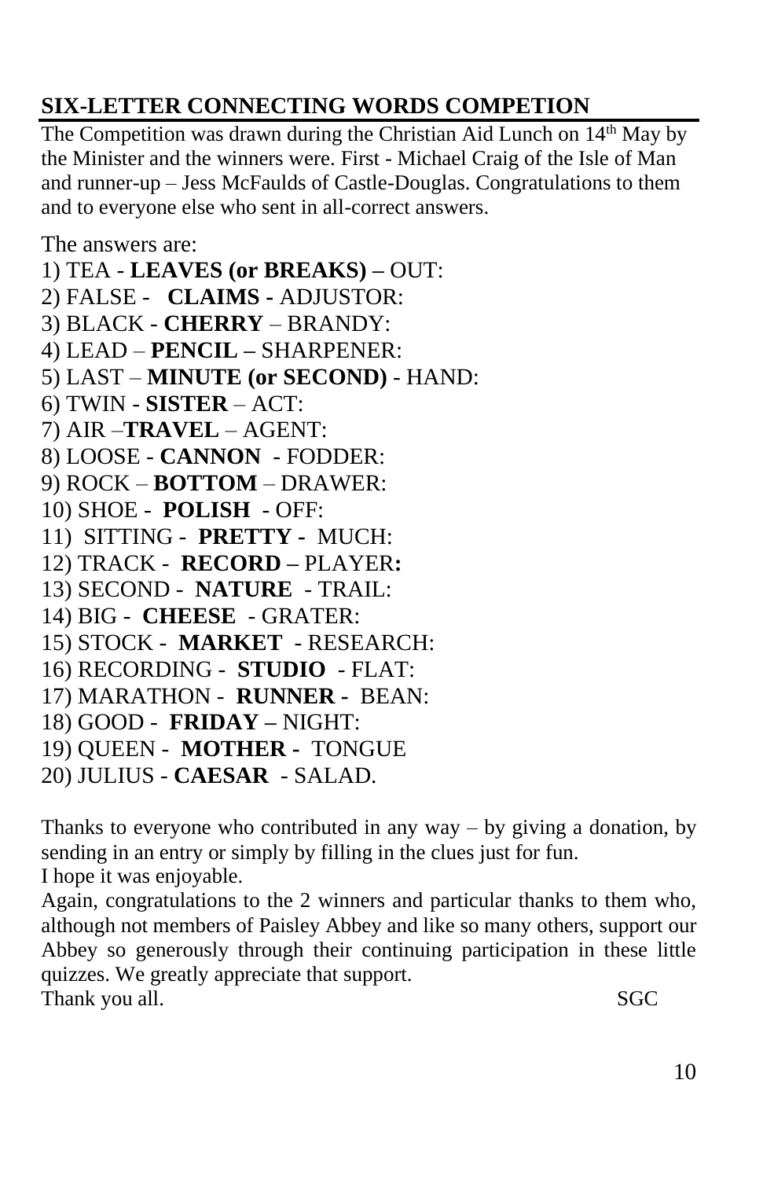## SIX-LETTER CONNECTING WORDS COMPETION

The Competition was drawn during the Christian Aid Lunch on 14th May by the Minister and the winners were. First - Michael Craig of the Isle of Man and runner-up – Jess McFaulds of Castle-Douglas. Congratulations to them and to everyone else who sent in all-correct answers.

The answers are:

1) TEA - **LEAVES (or BREAKS) –** OUT:
2) FALSE - **CLAIMS -** ADJUSTOR:
3) BLACK - **CHERRY** – BRANDY:
4) LEAD – **PENCIL –** SHARPENER:
5) LAST – **MINUTE (or SECOND)** - HAND:
6) TWIN - **SISTER** – ACT:
7) AIR –**TRAVEL** – AGENT:
8) LOOSE - **CANNON** - FODDER:
9) ROCK – **BOTTOM** – DRAWER:
10) SHOE - **POLISH** - OFF:
11) SITTING - **PRETTY -** MUCH:
12) TRACK - **RECORD –** PLAYER**:**
13) SECOND - **NATURE** - TRAIL:
14) BIG - **CHEESE** - GRATER:
15) STOCK - **MARKET** - RESEARCH:
16) RECORDING - **STUDIO** - FLAT:
17) MARATHON - **RUNNER -** BEAN:
18) GOOD - **FRIDAY –** NIGHT:
19) QUEEN - **MOTHER -** TONGUE
20) JULIUS - **CAESAR** - SALAD.

Thanks to everyone who contributed in any way – by giving a donation, by sending in an entry or simply by filling in the clues just for fun.
I hope it was enjoyable.
Again, congratulations to the 2 winners and particular thanks to them who, although not members of Paisley Abbey and like so many others, support our Abbey so generously through their continuing participation in these little quizzes. We greatly appreciate that support.
Thank you all. SGC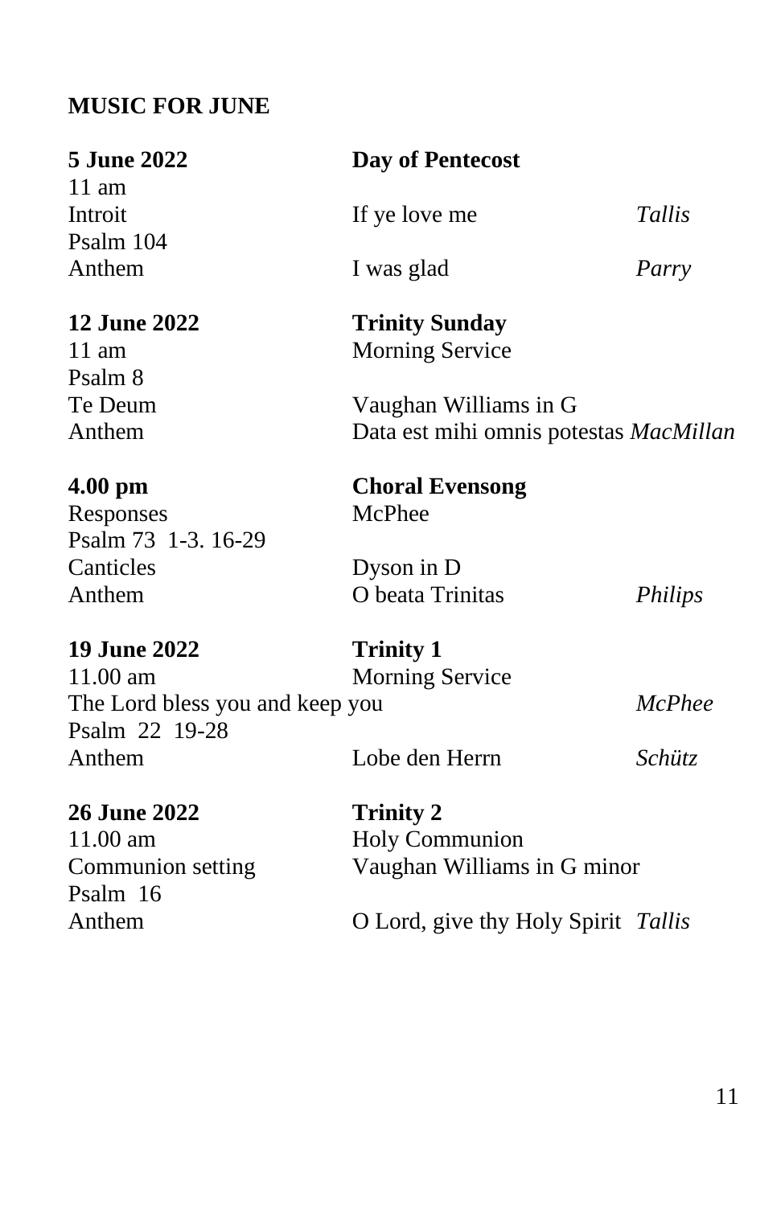**MUSIC FOR JUNE**

| | | |
|---|---|---|
| **5 June 2022** | **Day of Pentecost** | |
| 11 am | | |
| Introit | If ye love me | *Tallis* |
| Psalm 104 | | |
| Anthem | I was glad | *Parry* |
| | | |
| **12 June 2022** | **Trinity Sunday** | |
| 11 am | Morning Service | |
| Psalm 8 | | |
| Te Deum | Vaughan Williams in G | |
| Anthem | Data est mihi omnis potestas | *MacMillan* |
| | | |
| **4.00 pm** | **Choral Evensong** | |
| Responses | McPhee | |
| Psalm 73 1-3. 16-29 | | |
| Canticles | Dyson in D | |
| Anthem | O beata Trinitas | *Philips* |
| | | |
| **19 June 2022** | **Trinity 1** | |
| 11.00 am | Morning Service | |
| The Lord bless you and keep you | | *McPhee* |
| Psalm 22 19-28 | | |
| Anthem | Lobe den Herrn | *Schütz* |
| | | |
| **26 June 2022** | **Trinity 2** | |
| 11.00 am | Holy Communion | |
| Communion setting | Vaughan Williams in G minor | |
| Psalm 16 | | |
| Anthem | O Lord, give thy Holy Spirit | *Tallis* |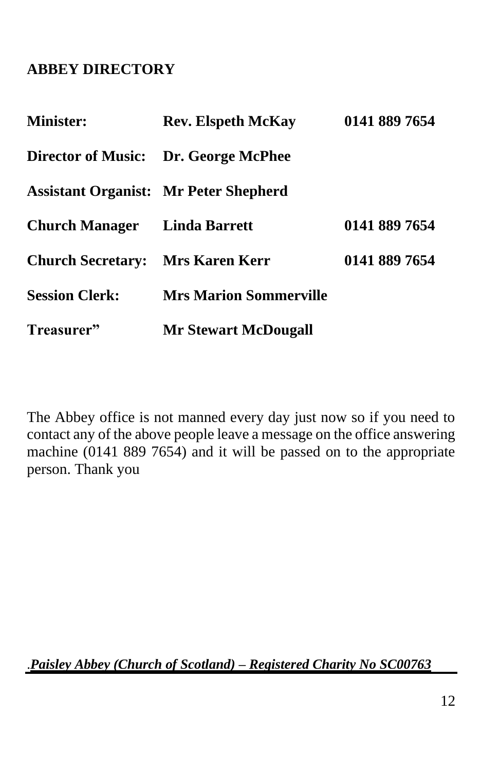## ABBEY DIRECTORY

| | | |
|---|---|---|
| **Minister:** | **Rev. Elspeth McKay** | **0141 889 7654** |
| **Director of Music:** | **Dr. George McPhee** | |
| **Assistant Organist:** | **Mr Peter Shepherd** | |
| **Church Manager** | **Linda Barrett** | **0141 889 7654** |
| **Church Secretary:** | **Mrs Karen Kerr** | **0141 889 7654** |
| **Session Clerk:** | **Mrs Marion Sommerville** | |
| **Treasurer”** | **Mr Stewart McDougall** | |

The Abbey office is not manned every day just now so if you need to contact any of the above people leave a message on the office answering machine (0141 889 7654) and it will be passed on to the appropriate person. Thank you

.***Paisley Abbey (Church of Scotland) – Registered Charity No SC00763***